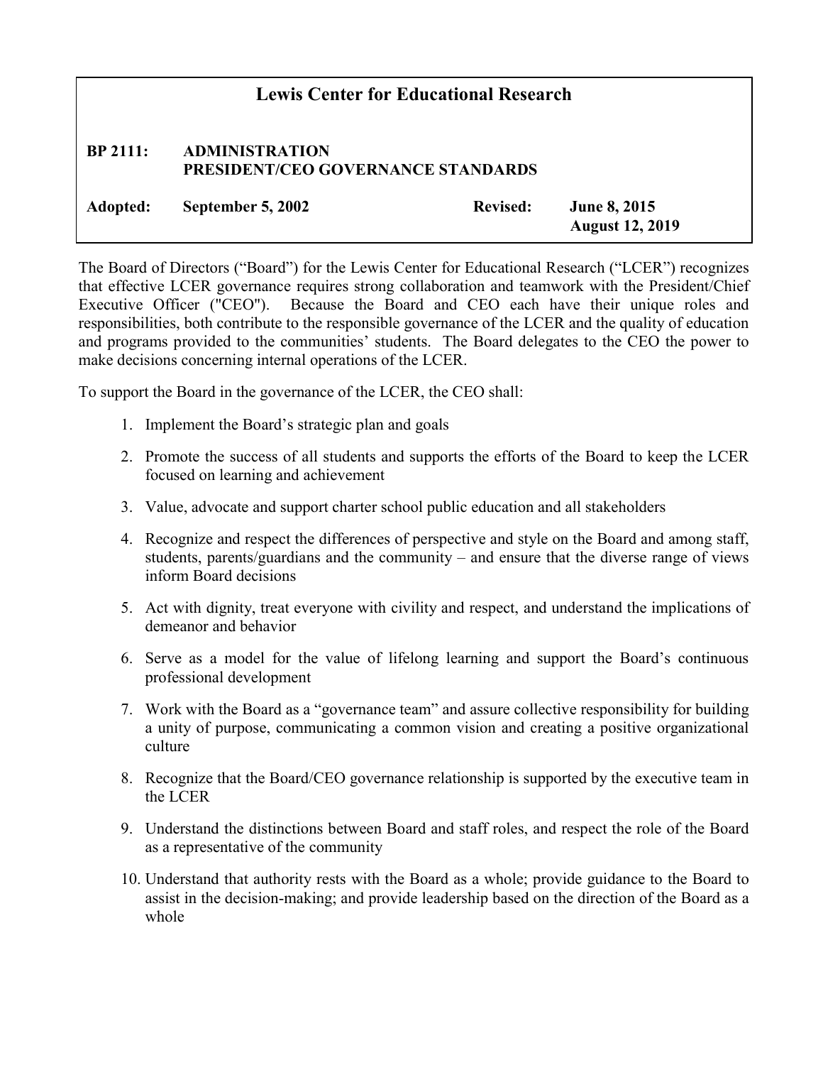# Lewis Center for Educational Research

**BP 2111: ADMINISTRATION**
**PRESIDENT/CEO GOVERNANCE STANDARDS**

**Adopted: September 5, 2002** **Revised: June 8, 2015**
**August 12, 2019**

The Board of Directors ("Board") for the Lewis Center for Educational Research ("LCER") recognizes that effective LCER governance requires strong collaboration and teamwork with the President/Chief Executive Officer ("CEO"). Because the Board and CEO each have their unique roles and responsibilities, both contribute to the responsible governance of the LCER and the quality of education and programs provided to the communities' students. The Board delegates to the CEO the power to make decisions concerning internal operations of the LCER.

To support the Board in the governance of the LCER, the CEO shall:

1. Implement the Board's strategic plan and goals
2. Promote the success of all students and supports the efforts of the Board to keep the LCER focused on learning and achievement
3. Value, advocate and support charter school public education and all stakeholders
4. Recognize and respect the differences of perspective and style on the Board and among staff, students, parents/guardians and the community – and ensure that the diverse range of views inform Board decisions
5. Act with dignity, treat everyone with civility and respect, and understand the implications of demeanor and behavior
6. Serve as a model for the value of lifelong learning and support the Board's continuous professional development
7. Work with the Board as a "governance team" and assure collective responsibility for building a unity of purpose, communicating a common vision and creating a positive organizational culture
8. Recognize that the Board/CEO governance relationship is supported by the executive team in the LCER
9. Understand the distinctions between Board and staff roles, and respect the role of the Board as a representative of the community
10. Understand that authority rests with the Board as a whole; provide guidance to the Board to assist in the decision-making; and provide leadership based on the direction of the Board as a whole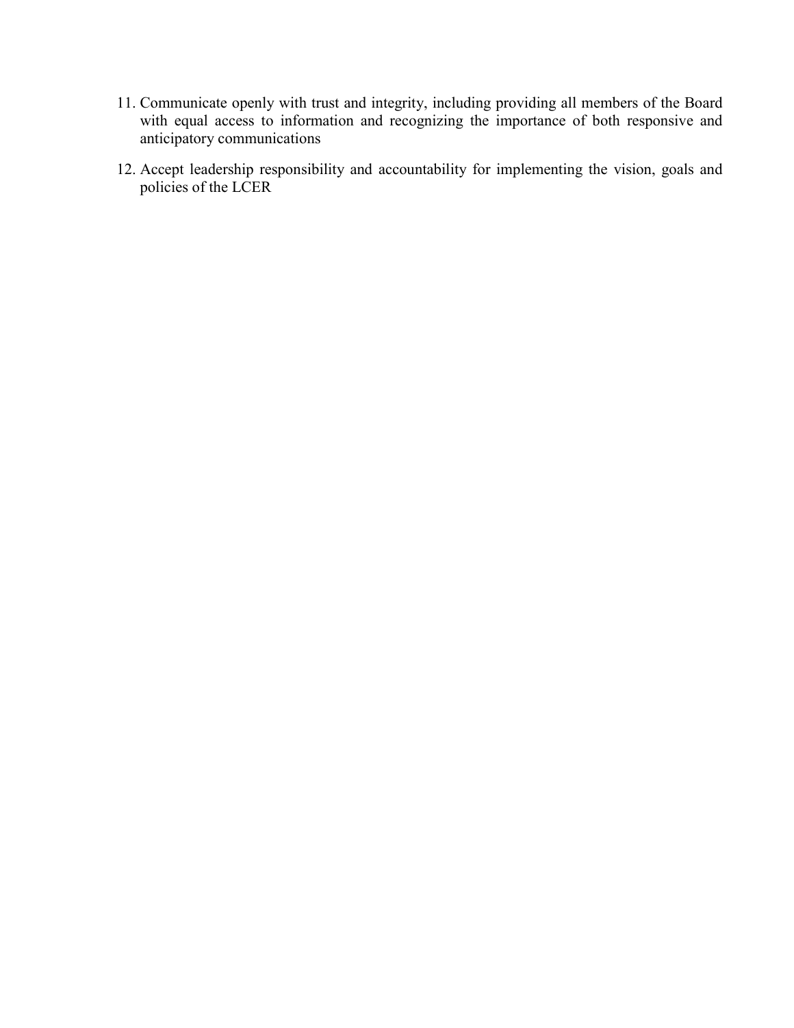11. Communicate openly with trust and integrity, including providing all members of the Board with equal access to information and recognizing the importance of both responsive and anticipatory communications
12. Accept leadership responsibility and accountability for implementing the vision, goals and policies of the LCER